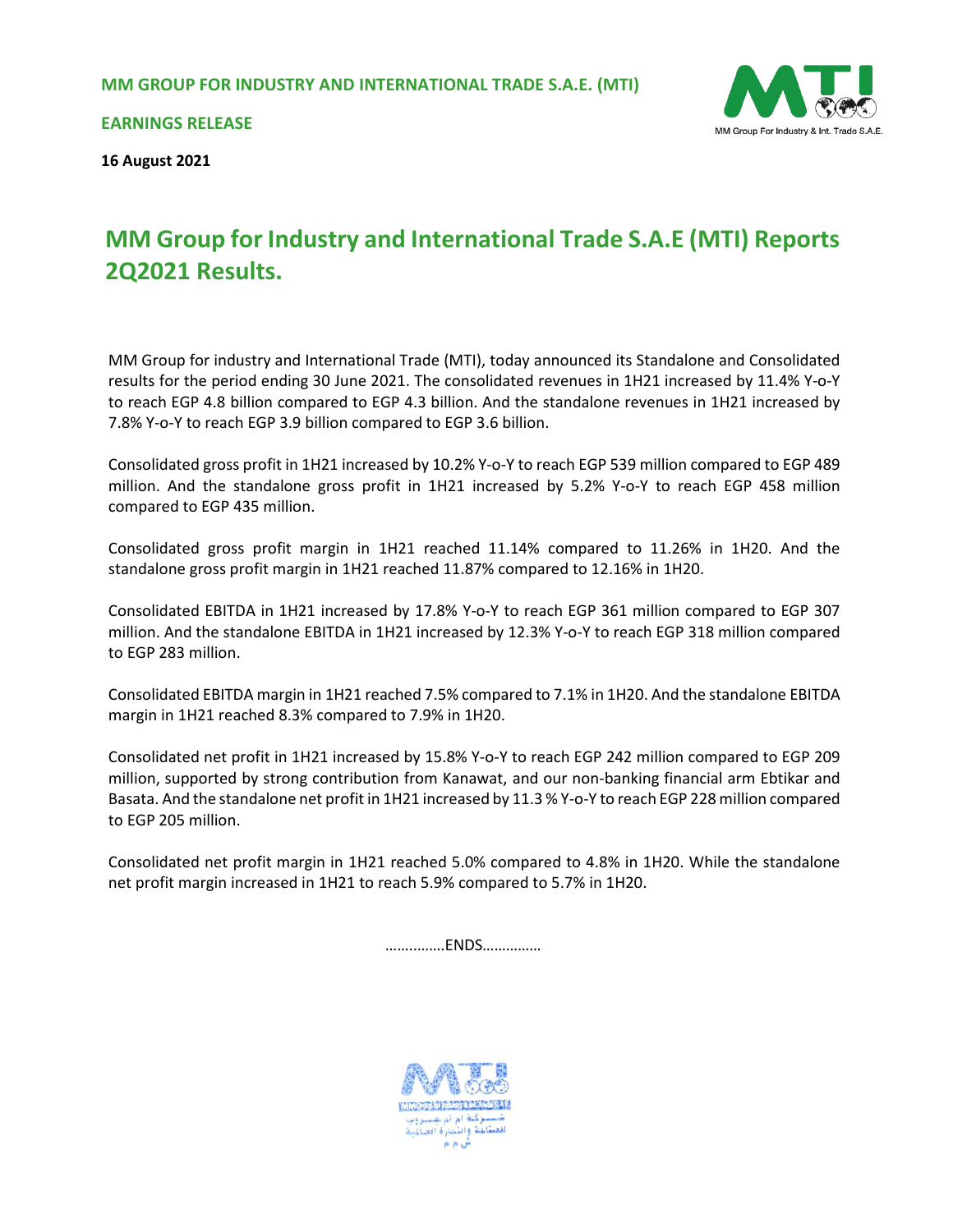**MM GROUP FOR INDUSTRY AND INTERNATIONAL TRADE S.A.E. (MTI)**

**EARNINGS RELEASE**

**16 August 2021**

# MM Group for Industry and International Trade S.A.E (MTI) Reports 2Q2021 Results.

MM Group for industry and International Trade (MTI), today announced its Standalone and Consolidated results for the period ending 30 June 2021. The consolidated revenues in 1H21 increased by 11.4% Y-o-Y to reach EGP 4.8 billion compared to EGP 4.3 billion. And the standalone revenues in 1H21 increased by 7.8% Y-o-Y to reach EGP 3.9 billion compared to EGP 3.6 billion.

Consolidated gross profit in 1H21 increased by 10.2% Y-o-Y to reach EGP 539 million compared to EGP 489 million. And the standalone gross profit in 1H21 increased by 5.2% Y-o-Y to reach EGP 458 million compared to EGP 435 million.

Consolidated gross profit margin in 1H21 reached 11.14% compared to 11.26% in 1H20. And the standalone gross profit margin in 1H21 reached 11.87% compared to 12.16% in 1H20.

Consolidated EBITDA in 1H21 increased by 17.8% Y-o-Y to reach EGP 361 million compared to EGP 307 million. And the standalone EBITDA in 1H21 increased by 12.3% Y-o-Y to reach EGP 318 million compared to EGP 283 million.

Consolidated EBITDA margin in 1H21 reached 7.5% compared to 7.1% in 1H20. And the standalone EBITDA margin in 1H21 reached 8.3% compared to 7.9% in 1H20.

Consolidated net profit in 1H21 increased by 15.8% Y-o-Y to reach EGP 242 million compared to EGP 209 million, supported by strong contribution from Kanawat, and our non-banking financial arm Ebtikar and Basata. And the standalone net profit in 1H21 increased by 11.3 % Y-o-Y to reach EGP 228 million compared to EGP 205 million.

Consolidated net profit margin in 1H21 reached 5.0% compared to 4.8% in 1H20. While the standalone net profit margin increased in 1H21 to reach 5.9% compared to 5.7% in 1H20.

…….……..ENDS……………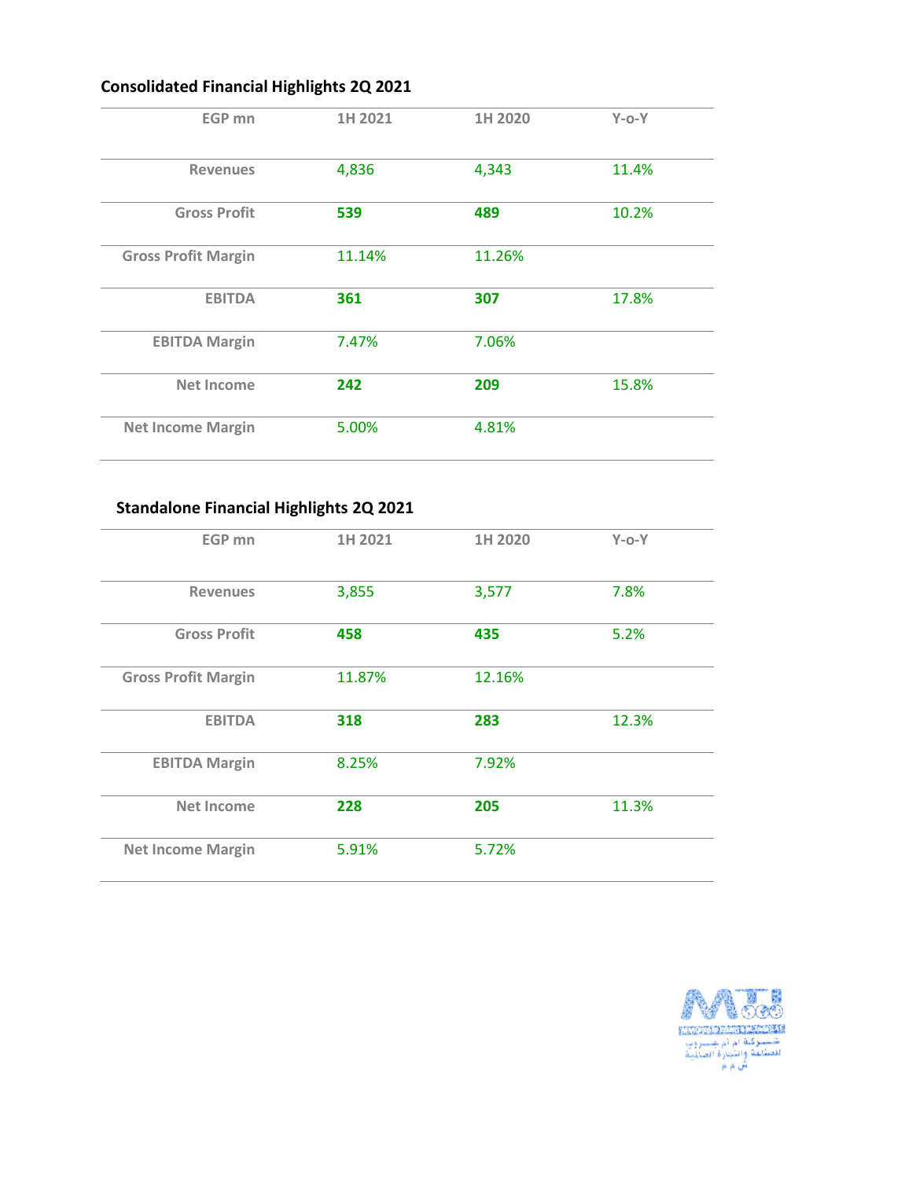## Consolidated Financial Highlights 2Q 2021

| EGP mn | 1H 2021 | 1H 2020 | Y-o-Y |
|---|---|---|---|
| Revenues | 4,836 | 4,343 | 11.4% |
| Gross Profit | **539** | **489** | 10.2% |
| Gross Profit Margin | 11.14% | 11.26% | |
| EBITDA | **361** | **307** | 17.8% |
| EBITDA Margin | 7.47% | 7.06% | |
| Net Income | **242** | **209** | 15.8% |
| Net Income Margin | 5.00% | 4.81% | |

## Standalone Financial Highlights 2Q 2021

| EGP mn | 1H 2021 | 1H 2020 | Y-o-Y |
|---|---|---|---|
| Revenues | 3,855 | 3,577 | 7.8% |
| Gross Profit | **458** | **435** | 5.2% |
| Gross Profit Margin | 11.87% | 12.16% | |
| EBITDA | **318** | **283** | 12.3% |
| EBITDA Margin | 8.25% | 7.92% | |
| Net Income | **228** | **205** | 11.3% |
| Net Income Margin | 5.91% | 5.72% | |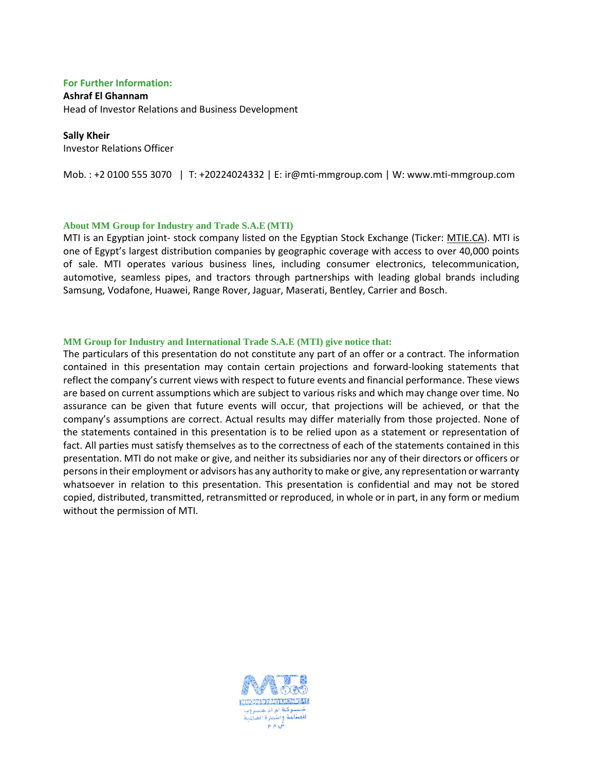**For Further Information:**

**Ashraf El Ghannam**
Head of Investor Relations and Business Development

**Sally Kheir**
Investor Relations Officer

Mob. : +2 0100 555 3070 | T: +20224024332 | E: ir@mti-mmgroup.com | W: www.mti-mmgroup.com

**About MM Group for Industry and Trade S.A.E (MTI)**

MTI is an Egyptian joint- stock company listed on the Egyptian Stock Exchange (Ticker: MTIE.CA). MTI is one of Egypt's largest distribution companies by geographic coverage with access to over 40,000 points of sale. MTI operates various business lines, including consumer electronics, telecommunication, automotive, seamless pipes, and tractors through partnerships with leading global brands including Samsung, Vodafone, Huawei, Range Rover, Jaguar, Maserati, Bentley, Carrier and Bosch.

**MM Group for Industry and International Trade S.A.E (MTI) give notice that:**

The particulars of this presentation do not constitute any part of an offer or a contract. The information contained in this presentation may contain certain projections and forward-looking statements that reflect the company's current views with respect to future events and financial performance. These views are based on current assumptions which are subject to various risks and which may change over time. No assurance can be given that future events will occur, that projections will be achieved, or that the company's assumptions are correct. Actual results may differ materially from those projected. None of the statements contained in this presentation is to be relied upon as a statement or representation of fact. All parties must satisfy themselves as to the correctness of each of the statements contained in this presentation. MTI do not make or give, and neither its subsidiaries nor any of their directors or officers or persons in their employment or advisors has any authority to make or give, any representation or warranty whatsoever in relation to this presentation. This presentation is confidential and may not be stored copied, distributed, transmitted, retransmitted or reproduced, in whole or in part, in any form or medium without the permission of MTI.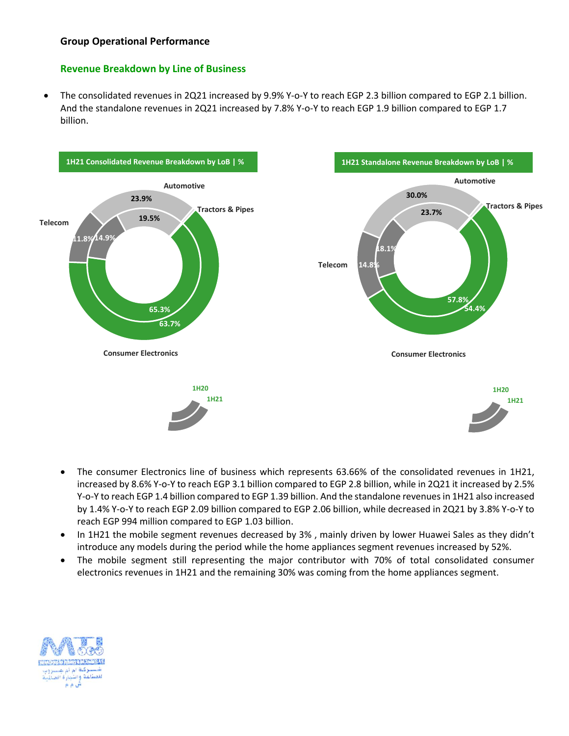### Group Operational Performance

#### Revenue Breakdown by Line of Business

- The consolidated revenues in 2Q21 increased by 9.9% Y-o-Y to reach EGP 2.3 billion compared to EGP 2.1 billion. And the standalone revenues in 2Q21 increased by 7.8% Y-o-Y to reach EGP 1.9 billion compared to EGP 1.7 billion.

**1H21 Consolidated Revenue Breakdown by LoB | %**

| LoB | 1H20 | 1H21 |
|---|---|---|
| Consumer Electronics | 65.3% | 63.7% |
| Automotive | 19.5% | 23.9% |
| Telecom | 14.9% | 11.8% |
| Tractors & Pipes | | |

**1H21 Standalone Revenue Breakdown by LoB | %**

| LoB | 1H20 | 1H21 |
|---|---|---|
| Consumer Electronics | 57.8% | 54.4% |
| Automotive | 23.7% | 30.0% |
| Telecom | 18.1% | 14.8% |
| Tractors & Pipes | | |

- The consumer Electronics line of business which represents 63.66% of the consolidated revenues in 1H21, increased by 8.6% Y-o-Y to reach EGP 3.1 billion compared to EGP 2.8 billion, while in 2Q21 it increased by 2.5% Y-o-Y to reach EGP 1.4 billion compared to EGP 1.39 billion. And the standalone revenues in 1H21 also increased by 1.4% Y-o-Y to reach EGP 2.09 billion compared to EGP 2.06 billion, while decreased in 2Q21 by 3.8% Y-o-Y to reach EGP 994 million compared to EGP 1.03 billion.
- In 1H21 the mobile segment revenues decreased by 3% , mainly driven by lower Huawei Sales as they didn't introduce any models during the period while the home appliances segment revenues increased by 52%.
- The mobile segment still representing the major contributor with 70% of total consolidated consumer electronics revenues in 1H21 and the remaining 30% was coming from the home appliances segment.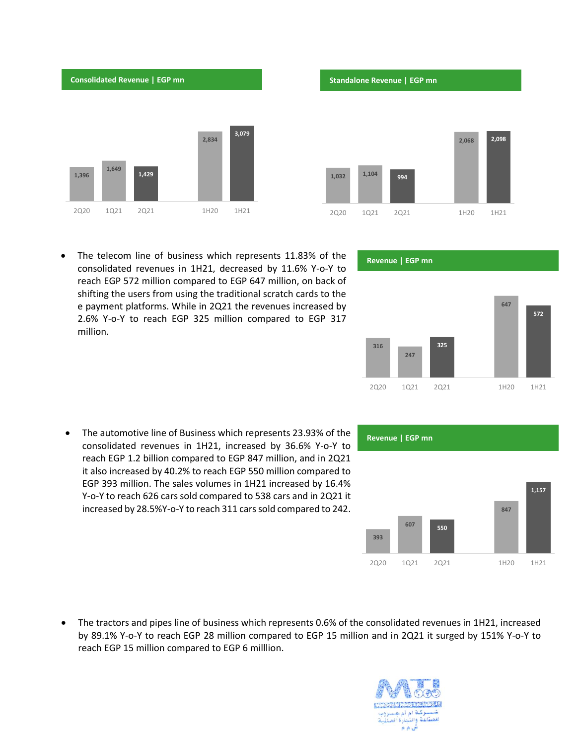**Consolidated Revenue | EGP mn**

| 2Q20 | 1Q21 | 2Q21 | 1H20 | 1H21 |
|---|---|---|---|---|
| 1,396 | 1,649 | 1,429 | 2,834 | 3,079 |

**Standalone Revenue | EGP mn**

| 2Q20 | 1Q21 | 2Q21 | 1H20 | 1H21 |
|---|---|---|---|---|
| 1,032 | 1,104 | 994 | 2,068 | 2,098 |

- The telecom line of business which represents 11.83% of the consolidated revenues in 1H21, decreased by 11.6% Y-o-Y to reach EGP 572 million compared to EGP 647 million, on back of shifting the users from using the traditional scratch cards to the e payment platforms. While in 2Q21 the revenues increased by 2.6% Y-o-Y to reach EGP 325 million compared to EGP 317 million.

**Revenue | EGP mn**

| 2Q20 | 1Q21 | 2Q21 | 1H20 | 1H21 |
|---|---|---|---|---|
| 316 | 247 | 325 | 647 | 572 |

- The automotive line of Business which represents 23.93% of the consolidated revenues in 1H21, increased by 36.6% Y-o-Y to reach EGP 1.2 billion compared to EGP 847 million, and in 2Q21 it also increased by 40.2% to reach EGP 550 million compared to EGP 393 million. The sales volumes in 1H21 increased by 16.4% Y-o-Y to reach 626 cars sold compared to 538 cars and in 2Q21 it increased by 28.5%Y-o-Y to reach 311 cars sold compared to 242.

**Revenue | EGP mn**

| 2Q20 | 1Q21 | 2Q21 | 1H20 | 1H21 |
|---|---|---|---|---|
| 393 | 607 | 550 | 847 | 1,157 |

- The tractors and pipes line of business which represents 0.6% of the consolidated revenues in 1H21, increased by 89.1% Y-o-Y to reach EGP 28 million compared to EGP 15 million and in 2Q21 it surged by 151% Y-o-Y to reach EGP 15 million compared to EGP 6 milllion.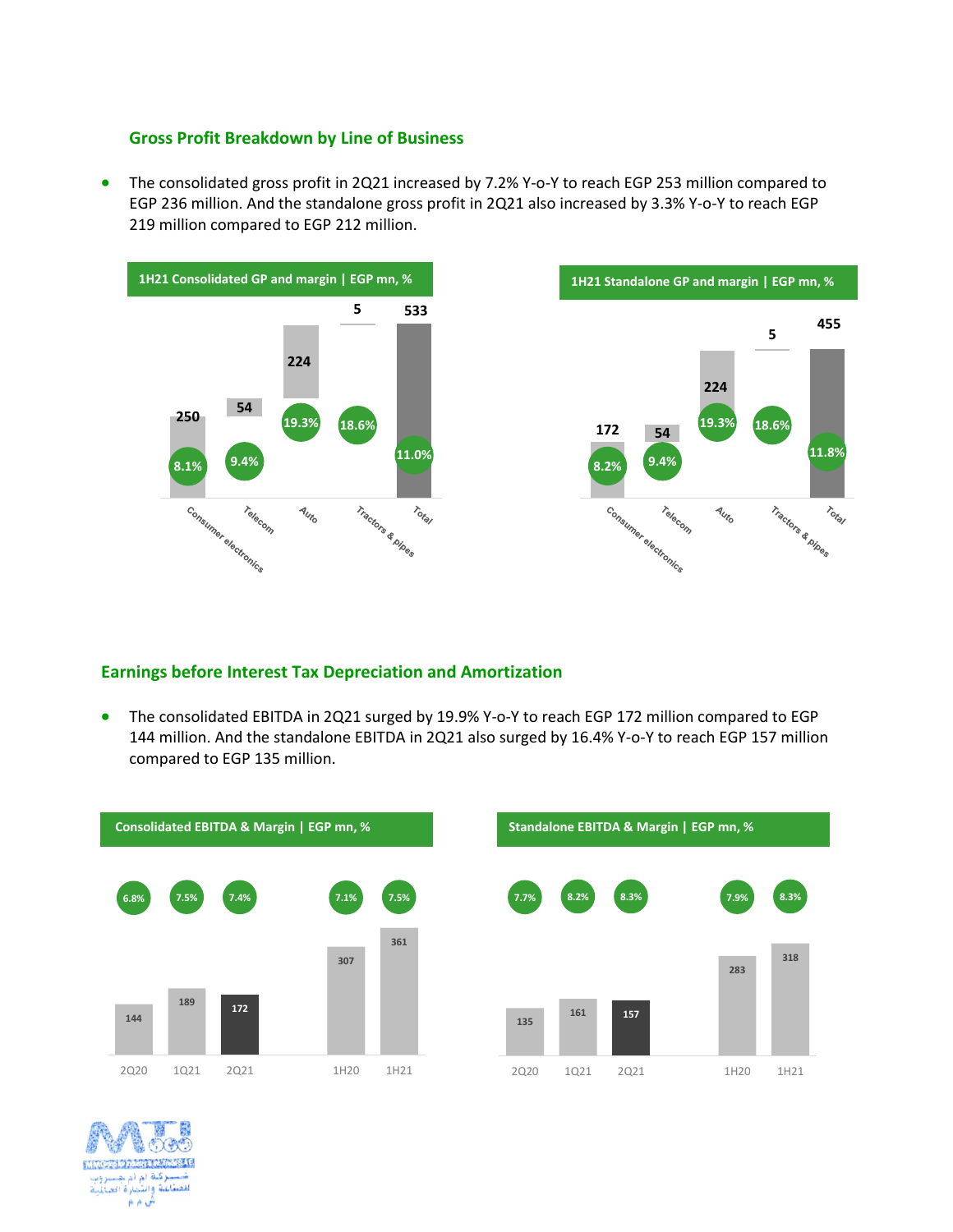## Gross Profit Breakdown by Line of Business

- The consolidated gross profit in 2Q21 increased by 7.2% Y-o-Y to reach EGP 253 million compared to EGP 236 million. And the standalone gross profit in 2Q21 also increased by 3.3% Y-o-Y to reach EGP 219 million compared to EGP 212 million.

**1H21 Consolidated GP and margin | EGP mn, %**

| | Consumer electronics | Telecom | Auto | Tractors & pipes | Total |
|---|---|---|---|---|---|
| GP | 250 | 54 | 224 | 5 | 533 |
| Margin | 8.1% | 9.4% | 19.3% | 18.6% | 11.0% |

**1H21 Standalone GP and margin | EGP mn, %**

| | Consumer electronics | Telecom | Auto | Tractors & pipes | Total |
|---|---|---|---|---|---|
| GP | 172 | 54 | 224 | 5 | 455 |
| Margin | 8.2% | 9.4% | 19.3% | 18.6% | 11.8% |

## Earnings before Interest Tax Depreciation and Amortization

- The consolidated EBITDA in 2Q21 surged by 19.9% Y-o-Y to reach EGP 172 million compared to EGP 144 million. And the standalone EBITDA in 2Q21 also surged by 16.4% Y-o-Y to reach EGP 157 million compared to EGP 135 million.

**Consolidated EBITDA & Margin | EGP mn, %**

| | 2Q20 | 1Q21 | 2Q21 | 1H20 | 1H21 |
|---|---|---|---|---|---|
| EBITDA | 144 | 189 | 172 | 307 | 361 |
| Margin | 6.8% | 7.5% | 7.4% | 7.1% | 7.5% |

**Standalone EBITDA & Margin | EGP mn, %**

| | 2Q20 | 1Q21 | 2Q21 | 1H20 | 1H21 |
|---|---|---|---|---|---|
| EBITDA | 135 | 161 | 157 | 283 | 318 |
| Margin | 7.7% | 8.2% | 8.3% | 7.9% | 8.3% |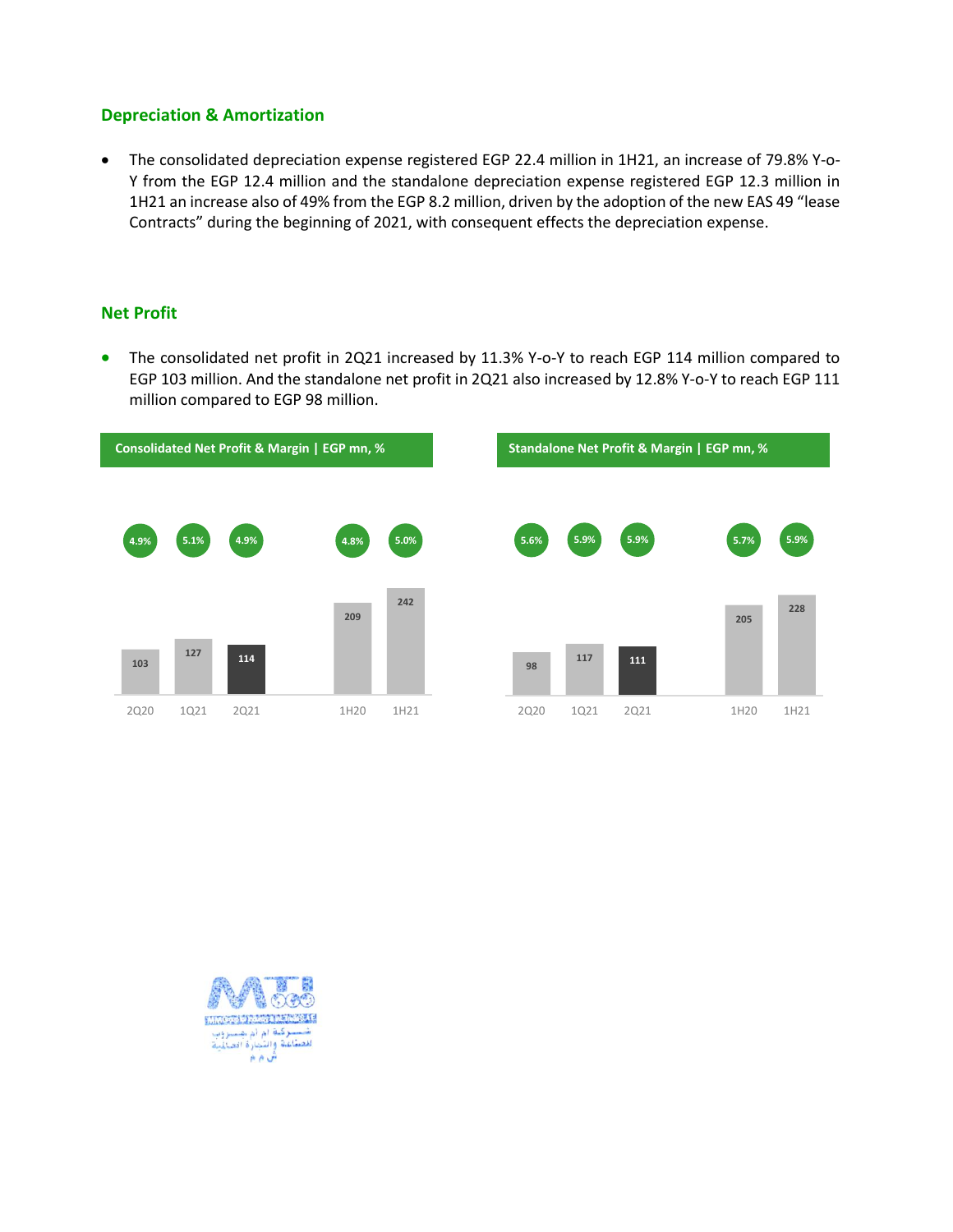## Depreciation & Amortization

- The consolidated depreciation expense registered EGP 22.4 million in 1H21, an increase of 79.8% Y-o-Y from the EGP 12.4 million and the standalone depreciation expense registered EGP 12.3 million in 1H21 an increase also of 49% from the EGP 8.2 million, driven by the adoption of the new EAS 49 "lease Contracts" during the beginning of 2021, with consequent effects the depreciation expense.

## Net Profit

- The consolidated net profit in 2Q21 increased by 11.3% Y-o-Y to reach EGP 114 million compared to EGP 103 million. And the standalone net profit in 2Q21 also increased by 12.8% Y-o-Y to reach EGP 111 million compared to EGP 98 million.

**Consolidated Net Profit & Margin | EGP mn, %**

| | 2Q20 | 1Q21 | 2Q21 | 1H20 | 1H21 |
|---|---|---|---|---|---|
| Net Profit | 103 | 127 | 114 | 209 | 242 |
| Margin | 4.9% | 5.1% | 4.9% | 4.8% | 5.0% |

**Standalone Net Profit & Margin | EGP mn, %**

| | 2Q20 | 1Q21 | 2Q21 | 1H20 | 1H21 |
|---|---|---|---|---|---|
| Net Profit | 98 | 117 | 111 | 205 | 228 |
| Margin | 5.6% | 5.9% | 5.9% | 5.7% | 5.9% |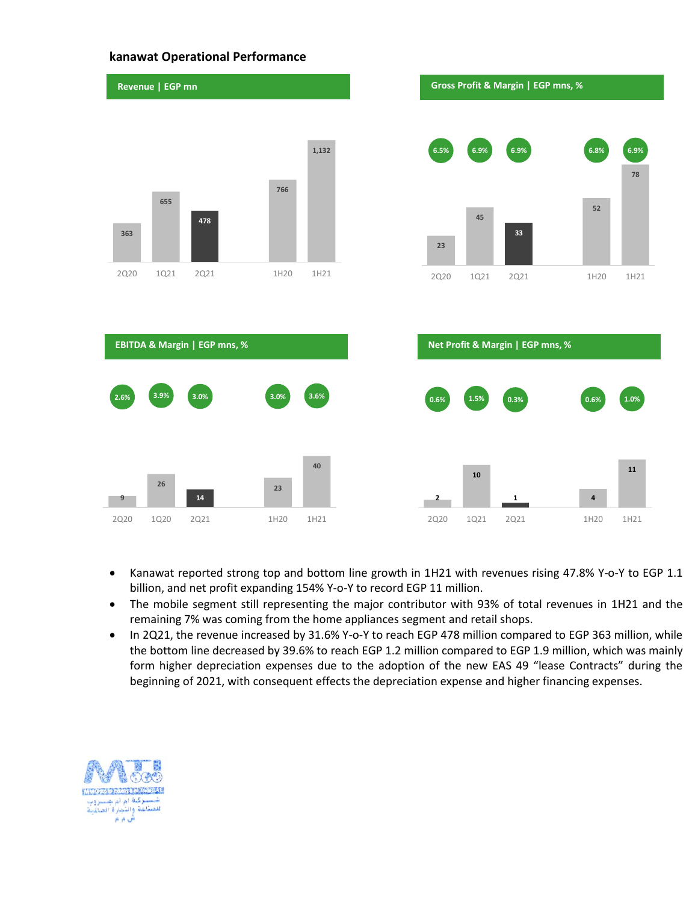**kanawat Operational Performance**

**Revenue | EGP mn**

| | 2Q20 | 1Q21 | 2Q21 | 1H20 | 1H21 |
|---|---|---|---|---|---|
| Revenue | 363 | 655 | 478 | 766 | 1,132 |

**Gross Profit & Margin | EGP mns, %**

| | 2Q20 | 1Q21 | 2Q21 | 1H20 | 1H21 |
|---|---|---|---|---|---|
| Gross Profit | 23 | 45 | 33 | 52 | 78 |
| Margin | 6.5% | 6.9% | 6.9% | 6.8% | 6.9% |

**EBITDA & Margin | EGP mns, %**

| | 2Q20 | 1Q20 | 2Q21 | 1H20 | 1H21 |
|---|---|---|---|---|---|
| EBITDA | 9 | 26 | 14 | 23 | 40 |
| Margin | 2.6% | 3.9% | 3.0% | 3.0% | 3.6% |

**Net Profit & Margin | EGP mns, %**

| | 2Q20 | 1Q21 | 2Q21 | 1H20 | 1H21 |
|---|---|---|---|---|---|
| Net Profit | 2 | 10 | 1 | 4 | 11 |
| Margin | 0.6% | 1.5% | 0.3% | 0.6% | 1.0% |

- Kanawat reported strong top and bottom line growth in 1H21 with revenues rising 47.8% Y-o-Y to EGP 1.1 billion, and net profit expanding 154% Y-o-Y to record EGP 11 million.
- The mobile segment still representing the major contributor with 93% of total revenues in 1H21 and the remaining 7% was coming from the home appliances segment and retail shops.
- In 2Q21, the revenue increased by 31.6% Y-o-Y to reach EGP 478 million compared to EGP 363 million, while the bottom line decreased by 39.6% to reach EGP 1.2 million compared to EGP 1.9 million, which was mainly form higher depreciation expenses due to the adoption of the new EAS 49 "lease Contracts" during the beginning of 2021, with consequent effects the depreciation expense and higher financing expenses.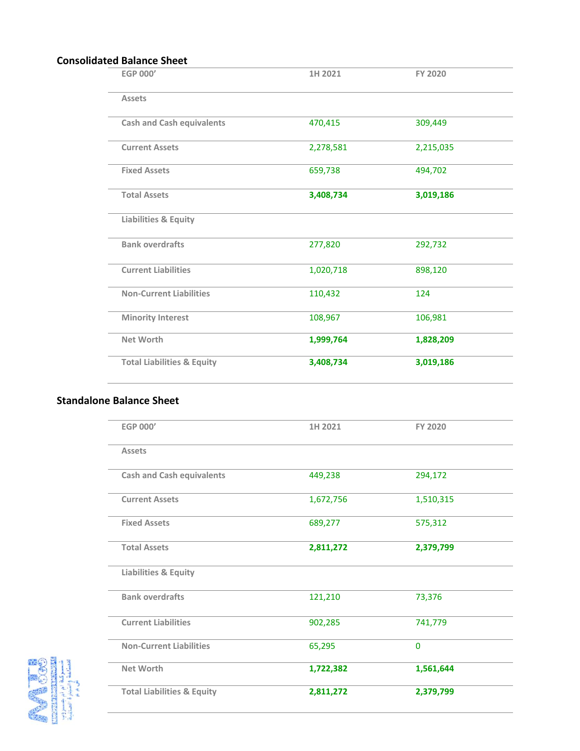## Consolidated Balance Sheet

| EGP 000’ | 1H 2021 | FY 2020 |
|---|---|---|
| Assets | | |
| Cash and Cash equivalents | 470,415 | 309,449 |
| Current Assets | 2,278,581 | 2,215,035 |
| Fixed Assets | 659,738 | 494,702 |
| Total Assets | **3,408,734** | **3,019,186** |
| Liabilities & Equity | | |
| Bank overdrafts | 277,820 | 292,732 |
| Current Liabilities | 1,020,718 | 898,120 |
| Non-Current Liabilities | 110,432 | 124 |
| Minority Interest | 108,967 | 106,981 |
| Net Worth | **1,999,764** | **1,828,209** |
| Total Liabilities & Equity | **3,408,734** | **3,019,186** |

## Standalone Balance Sheet

| EGP 000’ | 1H 2021 | FY 2020 |
|---|---|---|
| Assets | | |
| Cash and Cash equivalents | 449,238 | 294,172 |
| Current Assets | 1,672,756 | 1,510,315 |
| Fixed Assets | 689,277 | 575,312 |
| Total Assets | **2,811,272** | **2,379,799** |
| Liabilities & Equity | | |
| Bank overdrafts | 121,210 | 73,376 |
| Current Liabilities | 902,285 | 741,779 |
| Non-Current Liabilities | 65,295 | 0 |
| Net Worth | **1,722,382** | **1,561,644** |
| Total Liabilities & Equity | **2,811,272** | **2,379,799** |